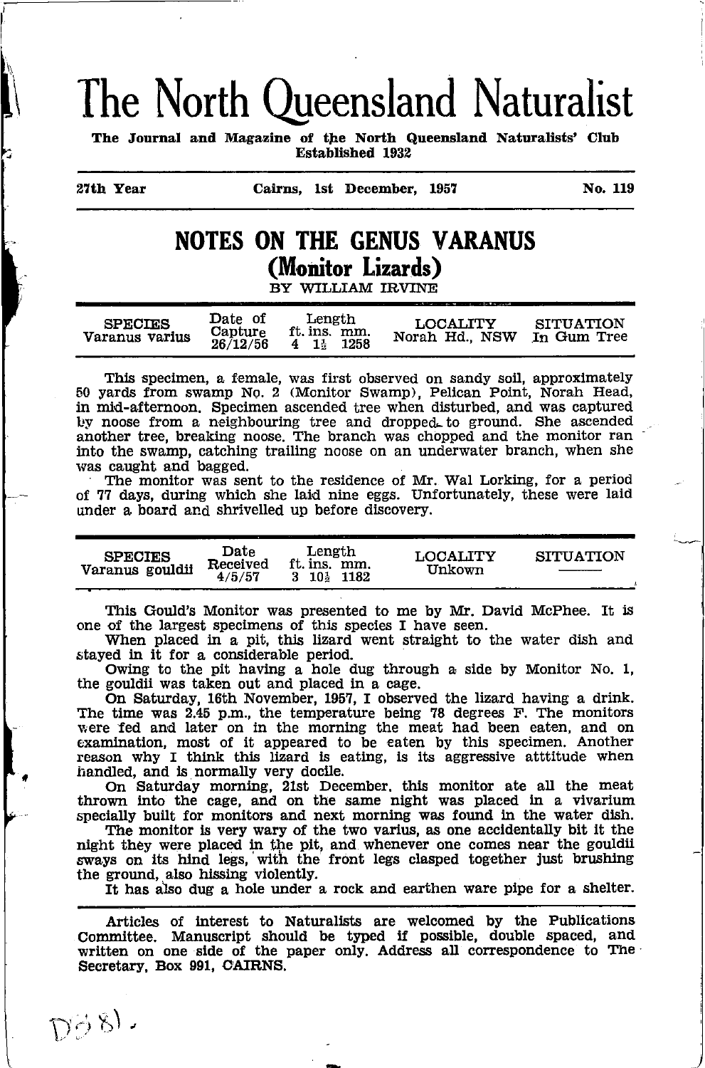# The North Queensland Naturalist

**The Journal and Magazine of the North Queensland Naturalists' Club**
**Established 1932**

**27th Year — Cairns, 1st December, 1957 — No. 119**

## NOTES ON THE GENUS VARANUS
### (Monitor Lizards)

BY WILLIAM IRVINE

| SPECIES | Date of Capture | Length ft. ins. mm. | LOCALITY | SITUATION |
|---|---|---|---|---|
| Varanus varius | 26/12/56 | 4 1½ 1258 | Norah Hd., NSW | In Gum Tree |

This specimen, a female, was first observed on sandy soil, approximately 50 yards from swamp No. 2 (Monitor Swamp), Pelican Point, Norah Head, in mid-afternoon. Specimen ascended tree when disturbed, and was captured by noose from a neighbouring tree and dropped to ground. She ascended another tree, breaking noose. The branch was chopped and the monitor ran into the swamp, catching trailing noose on an underwater branch, when she was caught and bagged.

The monitor was sent to the residence of Mr. Wal Lorking, for a period of 77 days, during which she laid nine eggs. Unfortunately, these were laid under a board and shrivelled up before discovery.

| SPECIES | Date Received | Length ft. ins. mm. | LOCALITY | SITUATION |
|---|---|---|---|---|
| Varanus gouldii | 4/5/57 | 3 10¼ 1182 | Unkown | ——— |

This Gould's Monitor was presented to me by Mr. David McPhee. It is one of the largest specimens of this species I have seen.

When placed in a pit, this lizard went straight to the water dish and stayed in it for a considerable period.

Owing to the pit having a hole dug through a side by Monitor No. 1, the gouldii was taken out and placed in a cage.

On Saturday, 16th November, 1957, I observed the lizard having a drink. The time was 2.45 p.m., the temperature being 78 degrees F. The monitors were fed and later on in the morning the meat had been eaten, and on examination, most of it appeared to be eaten by this specimen. Another reason why I think this lizard is eating, is its aggressive atttitude when handled, and is normally very docile.

On Saturday morning, 21st December, this monitor ate all the meat thrown into the cage, and on the same night was placed in a vivarium specially built for monitors and next morning was found in the water dish.

The monitor is very wary of the two varius, as one accidentally bit it the night they were placed in the pit, and whenever one comes near the gouldii sways on its hind legs, with the front legs clasped together just brushing the ground, also hissing violently.

It has also dug a hole under a rock and earthen ware pipe for a shelter.

---

Articles of interest to Naturalists are welcomed by the Publications Committee. Manuscript should be typed if possible, double spaced, and written on one side of the paper only. Address all correspondence to The Secretary, Box 991, CAIRNS.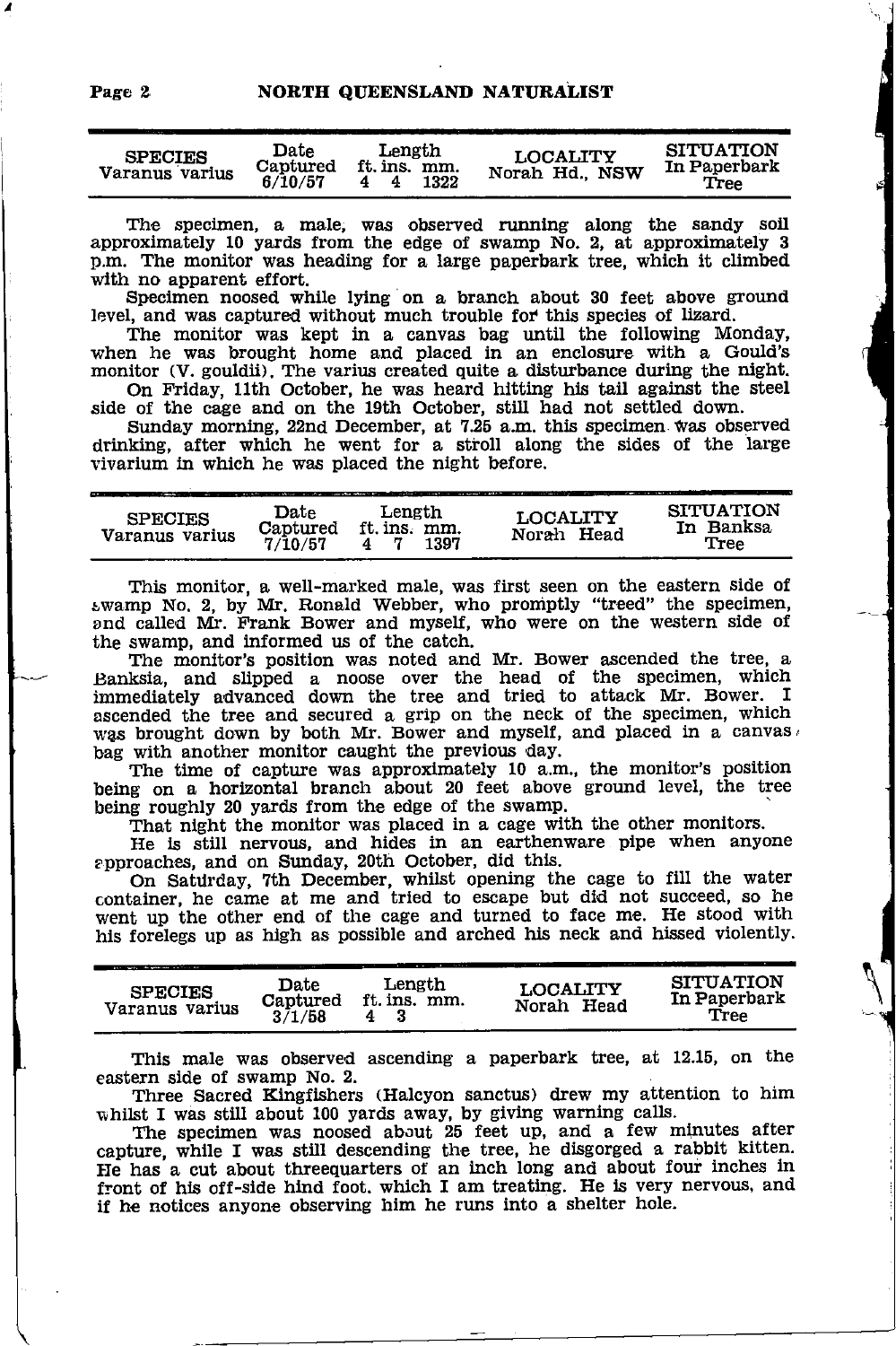| SPECIES | Date Captured | Length ft. ins. mm. | LOCALITY | SITUATION |
|---|---|---|---|---|
| Varanus varius | 6/10/57 | 4 4 1322 | Norah Hd., NSW | In Paperbark Tree |

The specimen, a male, was observed running along the sandy soil approximately 10 yards from the edge of swamp No. 2, at approximately 3 p.m. The monitor was heading for a large paperbark tree, which it climbed with no apparent effort.

Specimen noosed while lying on a branch about 30 feet above ground level, and was captured without much trouble for this species of lizard.

The monitor was kept in a canvas bag until the following Monday, when he was brought home and placed in an enclosure with a Gould's monitor (V. gouldii). The varius created quite a disturbance during the night.

On Friday, 11th October, he was heard hitting his tail against the steel side of the cage and on the 19th October, still had not settled down.

Sunday morning, 22nd December, at 7.25 a.m. this specimen was observed drinking, after which he went for a stroll along the sides of the large vivarium in which he was placed the night before.

| SPECIES | Date Captured | Length ft. ins. mm. | LOCALITY | SITUATION |
|---|---|---|---|---|
| Varanus varius | 7/10/57 | 4 7 1397 | Norah Head | In Banksa Tree |

This monitor, a well-marked male, was first seen on the eastern side of swamp No. 2, by Mr. Ronald Webber, who promptly "treed" the specimen, and called Mr. Frank Bower and myself, who were on the western side of the swamp, and informed us of the catch.

The monitor's position was noted and Mr. Bower ascended the tree, a Banksia, and slipped a noose over the head of the specimen, which immediately advanced down the tree and tried to attack Mr. Bower. I ascended the tree and secured a grip on the neck of the specimen, which was brought down by both Mr. Bower and myself, and placed in a canvas bag with another monitor caught the previous day.

The time of capture was approximately 10 a.m., the monitor's position being on a horizontal branch about 20 feet above ground level, the tree being roughly 20 yards from the edge of the swamp.

That night the monitor was placed in a cage with the other monitors.

He is still nervous, and hides in an earthenware pipe when anyone approaches, and on Sunday, 20th October, did this.

On Saturday, 7th December, whilst opening the cage to fill the water container, he came at me and tried to escape but did not succeed, so he went up the other end of the cage and turned to face me. He stood with his forelegs up as high as possible and arched his neck and hissed violently.

| SPECIES | Date Captured | Length ft. ins. mm. | LOCALITY | SITUATION |
|---|---|---|---|---|
| Varanus varius | 3/1/58 | 4 3 | Norah Head | In Paperbark Tree |

This male was observed ascending a paperbark tree, at 12.15, on the eastern side of swamp No. 2.

Three Sacred Kingfishers (Halcyon sanctus) drew my attention to him whilst I was still about 100 yards away, by giving warning calls.

The specimen was noosed about 25 feet up, and a few minutes after capture, while I was still descending the tree, he disgorged a rabbit kitten. He has a cut about threequarters of an inch long and about four inches in front of his off-side hind foot, which I am treating. He is very nervous, and if he notices anyone observing him he runs into a shelter hole.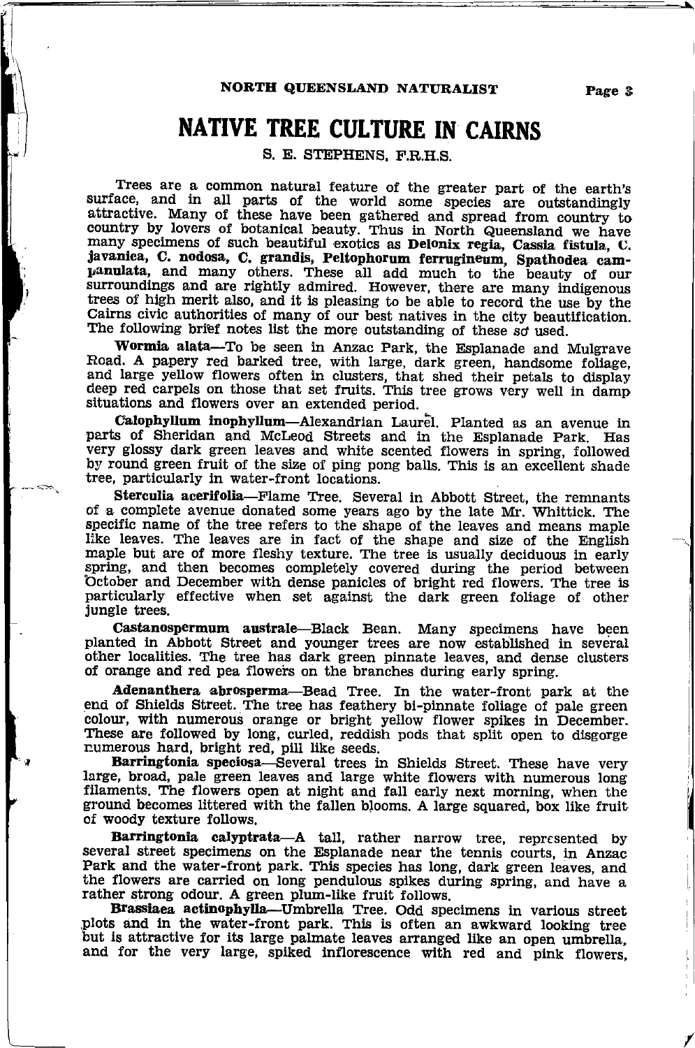# NATIVE TREE CULTURE IN CAIRNS

S. E. STEPHENS, F.R.H.S.

Trees are a common natural feature of the greater part of the earth's surface, and in all parts of the world some species are outstandingly attractive. Many of these have been gathered and spread from country to country by lovers of botanical beauty. Thus in North Queensland we have many specimens of such beautiful exotics as **Delonix regia, Cassia fistula, C. javanica, C. nodosa, C. grandis, Peltophorum ferrugineum, Spathodea campanulata,** and many others. These all add much to the beauty of our surroundings and are rightly admired. However, there are many indigenous trees of high merit also, and it is pleasing to be able to record the use by the Cairns civic authorities of many of our best natives in the city beautification. The following brief notes list the more outstanding of these so used.

**Wormia alata**—To be seen in Anzac Park, the Esplanade and Mulgrave Road. A papery red barked tree, with large, dark green, handsome foliage, and large yellow flowers often in clusters, that shed their petals to display deep red carpels on those that set fruits. This tree grows very well in damp situations and flowers over an extended period.

**Calophyllum inophyllum**—Alexandrian Laurel. Planted as an avenue in parts of Sheridan and McLeod Streets and in the Esplanade Park. Has very glossy dark green leaves and white scented flowers in spring, followed by round green fruit of the size of ping pong balls. This is an excellent shade tree, particularly in water-front locations.

**Sterculia acerifolia**—Flame Tree. Several in Abbott Street, the remnants of a complete avenue donated some years ago by the late Mr. Whittick. The specific name of the tree refers to the shape of the leaves and means maple like leaves. The leaves are in fact of the shape and size of the English maple but are of more fleshy texture. The tree is usually deciduous in early spring, and then becomes completely covered during the period between October and December with dense panicles of bright red flowers. The tree is particularly effective when set against the dark green foliage of other jungle trees.

**Castanospermum australe**—Black Bean. Many specimens have been planted in Abbott Street and younger trees are now established in several other localities. The tree has dark green pinnate leaves, and dense clusters of orange and red pea flowers on the branches during early spring.

**Adenanthera abrosperma**—Bead Tree. In the water-front park at the end of Shields Street. The tree has feathery bi-pinnate foliage of pale green colour, with numerous orange or bright yellow flower spikes in December. These are followed by long, curled, reddish pods that split open to disgorge numerous hard, bright red, pill like seeds.

**Barringtonia speciosa**—Several trees in Shields Street. These have very large, broad, pale green leaves and large white flowers with numerous long filaments. The flowers open at night and fall early next morning, when the ground becomes littered with the fallen blooms. A large squared, box like fruit of woody texture follows.

**Barringtonia calyptrata**—A tall, rather narrow tree, represented by several street specimens on the Esplanade near the tennis courts, in Anzac Park and the water-front park. This species has long, dark green leaves, and the flowers are carried on long pendulous spikes during spring, and have a rather strong odour. A green plum-like fruit follows.

**Brassiaea actinophylla**—Umbrella Tree. Odd specimens in various street plots and in the water-front park. This is often an awkward looking tree but is attractive for its large palmate leaves arranged like an open umbrella, and for the very large, spiked inflorescence with red and pink flowers,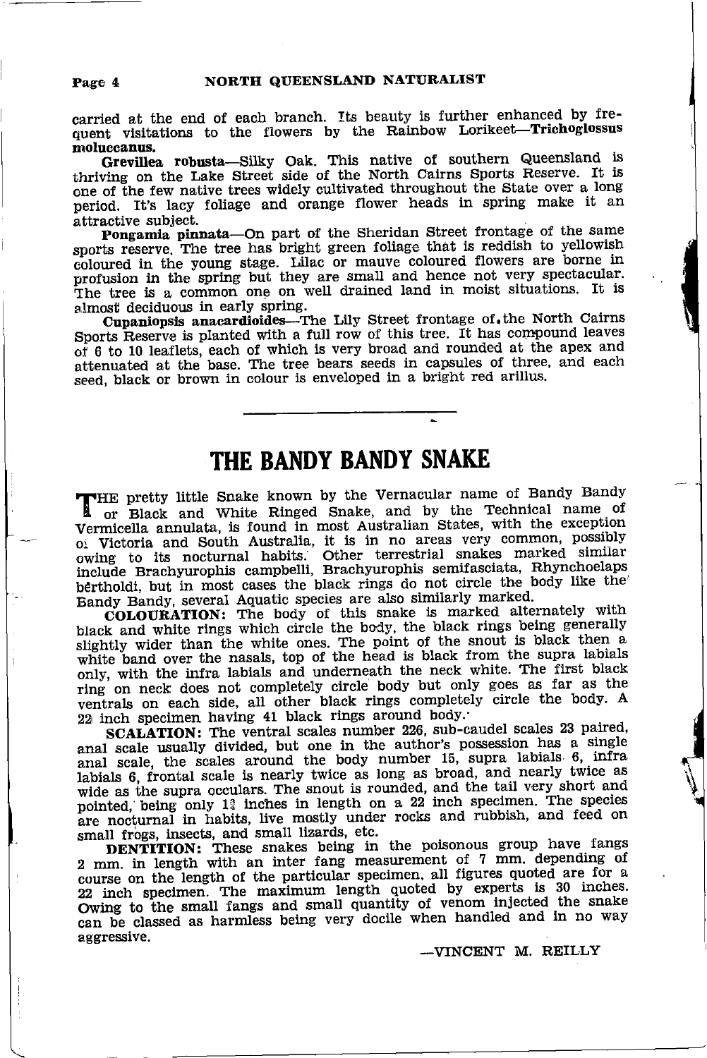carried at the end of each branch. Its beauty is further enhanced by frequent visitations to the flowers by the Rainbow Lorikeet—**Trichoglossus moluccanus.**

**Grevillea robusta**—Silky Oak. This native of southern Queensland is thriving on the Lake Street side of the North Cairns Sports Reserve. It is one of the few native trees widely cultivated throughout the State over a long period. It's lacy foliage and orange flower heads in spring make it an attractive subject.

**Pongamia pinnata**—On part of the Sheridan Street frontage of the same sports reserve. The tree has bright green foliage that is reddish to yellowish coloured in the young stage. Lilac or mauve coloured flowers are borne in profusion in the spring but they are small and hence not very spectacular. The tree is a common one on well drained land in moist situations. It is almost deciduous in early spring.

**Cupaniopsis anacardioides**—The Lily Street frontage of the North Cairns Sports Reserve is planted with a full row of this tree. It has compound leaves of 6 to 10 leaflets, each of which is very broad and rounded at the apex and attenuated at the base. The tree bears seeds in capsules of three, and each seed, black or brown in colour is enveloped in a bright red arillus.

---

# THE BANDY BANDY SNAKE

THE pretty little Snake known by the Vernacular name of Bandy Bandy or Black and White Ringed Snake, and by the Technical name of Vermicella annulata, is found in most Australian States, with the exception of Victoria and South Australia, it is in no areas very common, possibly owing to its nocturnal habits. Other terrestrial snakes marked similar include Brachyurophis campbelli, Brachyurophis semifasciata, Rhynchoelaps bertholdi, but in most cases the black rings do not circle the body like the Bandy Bandy, several Aquatic species are also similarly marked.

**COLOURATION:** The body of this snake is marked alternately with black and white rings which circle the body, the black rings being generally slightly wider than the white ones. The point of the snout is black then a white band over the nasals, top of the head is black from the supra labials only, with the infra labials and underneath the neck white. The first black ring on neck does not completely circle body but only goes as far as the ventrals on each side, all other black rings completely circle the body. A 22 inch specimen having 41 black rings around body.

**SCALATION:** The ventral scales number 226, sub-caudel scales 23 paired, anal scale usually divided, but one in the author's possession has a single anal scale, the scales around the body number 15, supra labials 6, infra labials 6, frontal scale is nearly twice as long as broad, and nearly twice as wide as the supra occulars. The snout is rounded, and the tail very short and pointed, being only 1½ inches in length on a 22 inch specimen. The species are nocturnal in habits, live mostly under rocks and rubbish, and feed on small frogs, insects, and small lizards, etc.

**DENTITION:** These snakes being in the poisonous group have fangs 2 mm. in length with an inter fang measurement of 7 mm. depending of course on the length of the particular specimen, all figures quoted are for a 22 inch specimen. The maximum length quoted by experts is 30 inches. Owing to the small fangs and small quantity of venom injected the snake can be classed as harmless being very docile when handled and in no way aggressive.

—VINCENT M. REILLY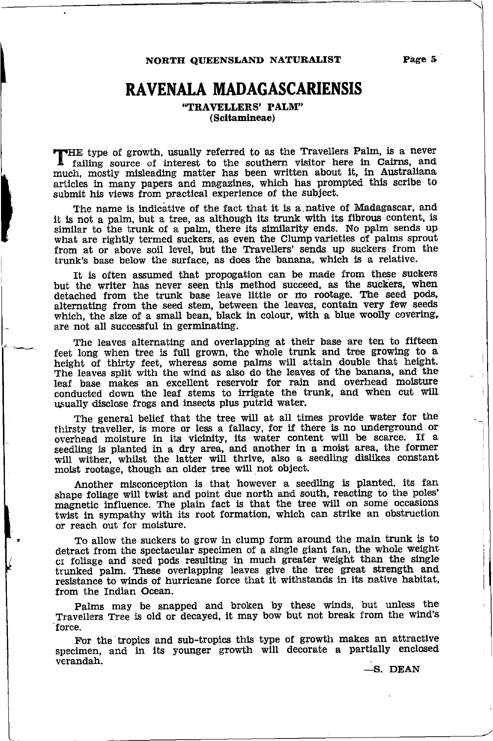# RAVENALA MADAGASCARIENSIS

### "TRAVELLERS' PALM"

### (Scitamineae)

THE type of growth, usually referred to as the Travellers Palm, is a never failing source of interest to the southern visitor here in Cairns, and much, mostly misleading matter has been written about it, in Australiana articles in many papers and magazines, which has prompted this scribe to submit his views from practical experience of the subject.

The name is indicative of the fact that it is a native of Madagascar, and it is not a palm, but a tree, as although its trunk with its fibrous content, is similar to the trunk of a palm, there its similarity ends. No palm sends up what are rightly termed suckers, as even the Clump varieties of palms sprout from at or above soil level, but the Travellers' sends up suckers from the trunk's base below the surface, as does the banana, which is a relative.

It is often assumed that propogation can be made from these suckers but the writer has never seen this method succeed, as the suckers, when detached from the trunk base leave little or no rootage. The seed pods, alternating from the seed stem, between the leaves, contain very few seeds which, the size of a small bean, black in colour, with a blue woolly covering, are not all successful in germinating.

The leaves alternating and overlapping at their base are ten to fifteen feet long when tree is full grown, the whole trunk and tree growing to a height of thirty feet, whereas some palms will attain double that height. The leaves split with the wind as also do the leaves of the banana, and the leaf base makes an excellent reservoir for rain and overhead moisture conducted down the leaf stems to irrigate the trunk, and when cut will usually disclose frogs and insects plus putrid water.

The general belief that the tree will at all times provide water for the thirsty traveller, is more or less a fallacy, for if there is no underground or overhead moisture in its vicinity, its water content will be scarce. If a seedling is planted in a dry area, and another in a moist area, the former will wither, whilst the latter will thrive, also a seedling dislikes constant moist rootage, though an older tree will not object.

Another misconception is that however a seedling is planted, its fan shape foliage will twist and point due north and south, reacting to the poles' magnetic influence. The plain fact is that the tree will on some occasions twist in sympathy with its root formation, which can strike an obstruction or reach out for moisture.

To allow the suckers to grow in clump form around the main trunk is to detract from the spectacular specimen of a single giant fan, the whole weight of foliage and seed pods resulting in much greater weight than the single trunked palm. These overlapping leaves give the tree great strength and resistance to winds of hurricane force that it withstands in its native habitat, from the Indian Ocean.

Palms may be snapped and broken by these winds, but unless the Travellers Tree is old or decayed, it may bow but not break from the wind's force.

For the tropics and sub-tropics this type of growth makes an attractive specimen, and in its younger growth will decorate a partially enclosed verandah.

—S. DEAN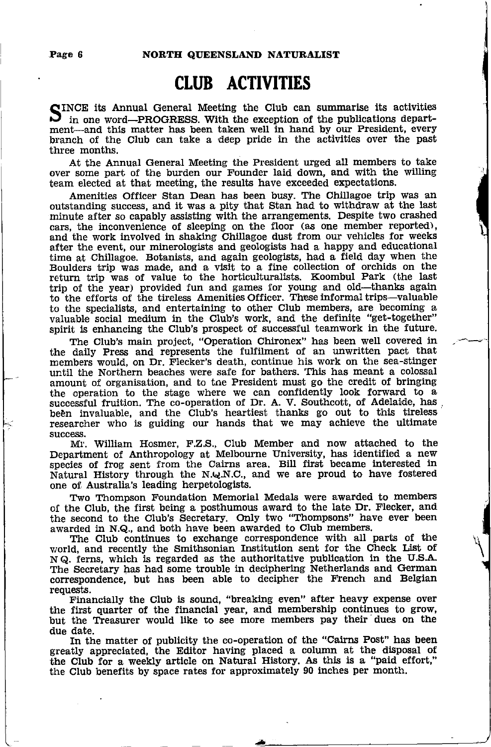# CLUB ACTIVITIES

SINCE its Annual General Meeting the Club can summarise its activities in one word—PROGRESS. With the exception of the publications department—and this matter has been taken well in hand by our President, every branch of the Club can take a deep pride in the activities over the past three months.

At the Annual General Meeting the President urged all members to take over some part of the burden our Founder laid down, and with the willing team elected at that meeting, the results have exceeded expectations.

Amenities Officer Stan Dean has been busy. The Chillagoe trip was an outstanding success, and it was a pity that Stan had to withdraw at the last minute after so capably assisting with the arrangements. Despite two crashed cars, the inconvenience of sleeping on the floor (as one member reported), and the work involved in shaking Chillagoe dust from our vehicles for weeks after the event, our minerologists and geologists had a happy and educational time at Chillagoe. Botanists, and again geologists, had a field day when the Boulders trip was made, and a visit to a fine collection of orchids on the return trip was of value to the horticulturalists. Koombul Park (the last trip of the year) provided fun and games for young and old—thanks again to the efforts of the tireless Amenities Officer. These informal trips—valuable to the specialists, and entertaining to other Club members, are becoming a valuable social medium in the Club's work, and the definite "get-together" spirit is enhancing the Club's prospect of successful teamwork in the future.

The Club's main project, "Operation Chironex" has been well covered in the daily Press and represents the fulfilment of an unwritten pact that members would, on Dr. Flecker's death, continue his work on the sea-stinger until the Northern beaches were safe for bathers. This has meant a colossal amount of organisation, and to the President must go the credit of bringing the operation to the stage where we can confidently look forward to a successful fruition. The co-operation of Dr. A. V. Southcott, of Adelaide, has been invaluable, and the Club's heartiest thanks go out to this tireless researcher who is guiding our hands that we may achieve the ultimate success.

Mr. William Hosmer, F.Z.S., Club Member and now attached to the Department of Anthropology at Melbourne University, has identified a new species of frog sent from the Cairns area. Bill first became interested in Natural History through the N.Q.N.C., and we are proud to have fostered one of Australia's leading herpetologists.

Two Thompson Foundation Memorial Medals were awarded to members of the Club, the first being a posthumous award to the late Dr. Flecker, and the second to the Club's Secretary. Only two "Thompsons" have ever been awarded in N.Q., and both have been awarded to Club members.

The Club continues to exchange correspondence with all parts of the world, and recently the Smithsonian Institution sent for the Check List of N.Q. ferns, which is regarded as the authoritative publication in the U.S.A. The Secretary has had some trouble in deciphering Netherlands and German correspondence, but has been able to decipher the French and Belgian requests.

Financially the Club is sound, "breaking even" after heavy expense over the first quarter of the financial year, and membership continues to grow, but the Treasurer would like to see more members pay their dues on the due date.

In the matter of publicity the co-operation of the "Cairns Post" has been greatly appreciated, the Editor having placed a column at the disposal of the Club for a weekly article on Natural History. As this is a "paid effort," the Club benefits by space rates for approximately 90 inches per month.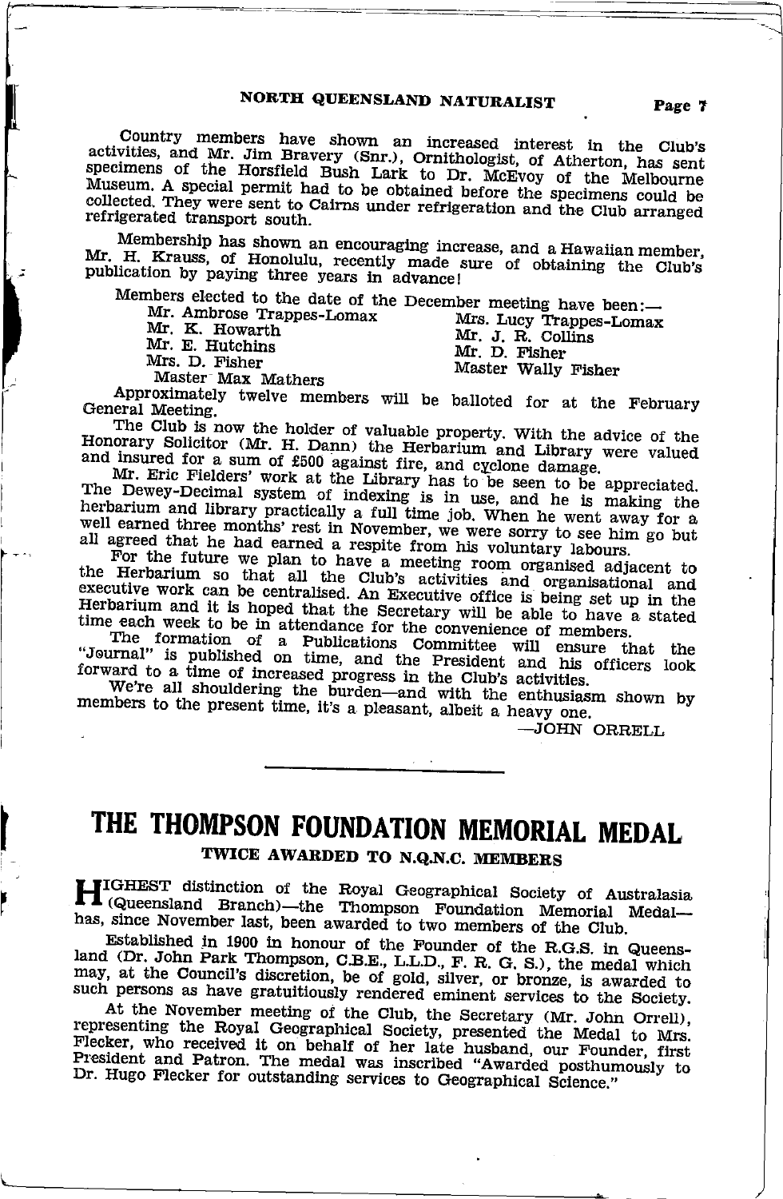Country members have shown an increased interest in the Club's activities, and Mr. Jim Bravery (Snr.), Ornithologist, of Atherton, has sent specimens of the Horsfield Bush Lark to Dr. McEvoy of the Melbourne Museum. A special permit had to be obtained before the specimens could be collected. They were sent to Cairns under refrigeration and the Club arranged refrigerated transport south.

Membership has shown an encouraging increase, and a Hawaiian member, Mr. H. Krauss, of Honolulu, recently made sure of obtaining the Club's publication by paying three years in advance!

Members elected to the date of the December meeting have been:—

Mr. Ambrose Trappes-Lomax
Mrs. Lucy Trappes-Lomax
Mr. K. Howarth
Mr. J. R. Collins
Mr. E. Hutchins
Mr. D. Fisher
Mrs. D. Fisher
Master Wally Fisher
Master Max Mathers

Approximately twelve members will be balloted for at the February General Meeting.

The Club is now the holder of valuable property. With the advice of the Honorary Solicitor (Mr. H. Dann) the Herbarium and Library were valued and insured for a sum of £500 against fire, and cyclone damage.

Mr. Eric Fielders' work at the Library has to be seen to be appreciated. The Dewey-Decimal system of indexing is in use, and he is making the herbarium and library practically a full time job. When he went away for a well earned three months' rest in November, we were sorry to see him go but all agreed that he had earned a respite from his voluntary labours.

For the future we plan to have a meeting room organised adjacent to the Herbarium so that all the Club's activities and organisational and executive work can be centralised. An Executive office is being set up in the Herbarium and it is hoped that the Secretary will be able to have a stated time each week to be in attendance for the convenience of members.

The formation of a Publications Committee will ensure that the "Journal" is published on time, and the President and his officers look forward to a time of increased progress in the Club's activities.

We're all shouldering the burden—and with the enthusiasm shown by members to the present time, it's a pleasant, albeit a heavy one.

—JOHN ORRELL

---

# THE THOMPSON FOUNDATION MEMORIAL MEDAL

### TWICE AWARDED TO N.Q.N.C. MEMBERS

HIGHEST distinction of the Royal Geographical Society of Australasia (Queensland Branch)—the Thompson Foundation Memorial Medal—has, since November last, been awarded to two members of the Club.

Established in 1900 in honour of the Founder of the R.G.S. in Queensland (Dr. John Park Thompson, C.B.E., L.L.D., F. R. G. S.), the medal which may, at the Council's discretion, be of gold, silver, or bronze, is awarded to such persons as have gratuitiously rendered eminent services to the Society.

At the November meeting of the Club, the Secretary (Mr. John Orrell), representing the Royal Geographical Society, presented the Medal to Mrs. Flecker, who received it on behalf of her late husband, our Founder, first President and Patron. The medal was inscribed "Awarded posthumously to Dr. Hugo Flecker for outstanding services to Geographical Science."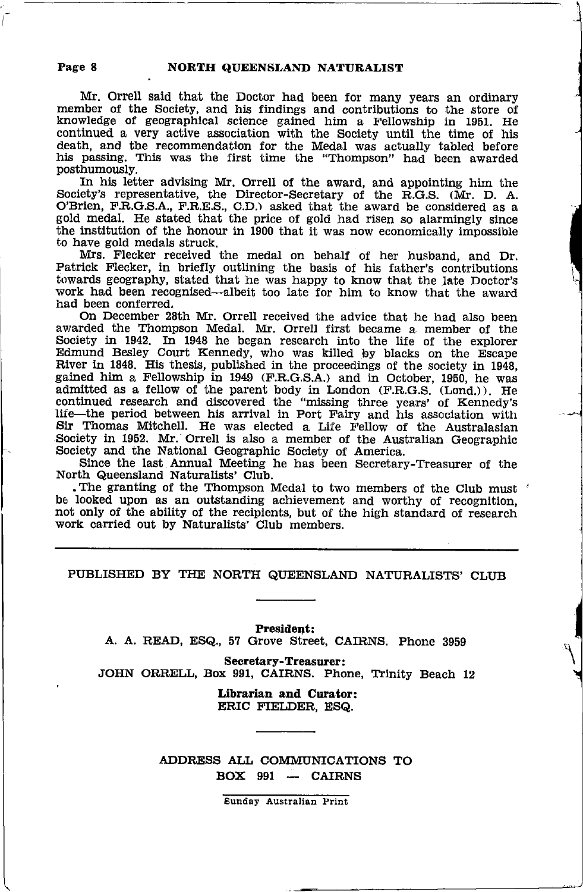Mr. Orrell said that the Doctor had been for many years an ordinary member of the Society, and his findings and contributions to the store of knowledge of geographical science gained him a Fellowship in 1951. He continued a very active association with the Society until the time of his death, and the recommendation for the Medal was actually tabled before his passing. This was the first time the "Thompson" had been awarded posthumously.

In his letter advising Mr. Orrell of the award, and appointing him the Society's representative, the Director-Secretary of the R.G.S. (Mr. D. A. O'Brien, F.R.G.S.A., F.R.E.S., C.D.) asked that the award be considered as a gold medal. He stated that the price of gold had risen so alarmingly since the institution of the honour in 1900 that it was now economically impossible to have gold medals struck.

Mrs. Flecker received the medal on behalf of her husband, and Dr. Patrick Flecker, in briefly outlining the basis of his father's contributions towards geography, stated that he was happy to know that the late Doctor's work had been recognised—albeit too late for him to know that the award had been conferred.

On December 28th Mr. Orrell received the advice that he had also been awarded the Thompson Medal. Mr. Orrell first became a member of the Society in 1942. In 1948 he began research into the life of the explorer Edmund Besley Court Kennedy, who was killed by blacks on the Escape River in 1848. His thesis, published in the proceedings of the society in 1948, gained him a Fellowship in 1949 (F.R.G.S.A.) and in October, 1950, he was admitted as a fellow of the parent body in London (F.R.G.S. (Lond.)). He continued research and discovered the "missing three years' of Kennedy's life—the period between his arrival in Port Fairy and his association with Sir Thomas Mitchell. He was elected a Life Fellow of the Australasian Society in 1952. Mr. Orrell is also a member of the Australian Geographic Society and the National Geographic Society of America.

Since the last Annual Meeting he has been Secretary-Treasurer of the North Queensland Naturalists' Club.

The granting of the Thompson Medal to two members of the Club must be looked upon as an outstanding achievement and worthy of recognition, not only of the ability of the recipients, but of the high standard of research work carried out by Naturalists' Club members.

---

PUBLISHED BY THE NORTH QUEENSLAND NATURALISTS' CLUB

**President:**
A. A. READ, ESQ., 57 Grove Street, CAIRNS. Phone 3959

**Secretary-Treasurer:**
JOHN ORRELL, Box 991, CAIRNS. Phone, Trinity Beach 12

**Librarian and Curator:**
ERIC FIELDER, ESQ.

ADDRESS ALL COMMUNICATIONS TO
BOX 991 — CAIRNS

Sunday Australian Print